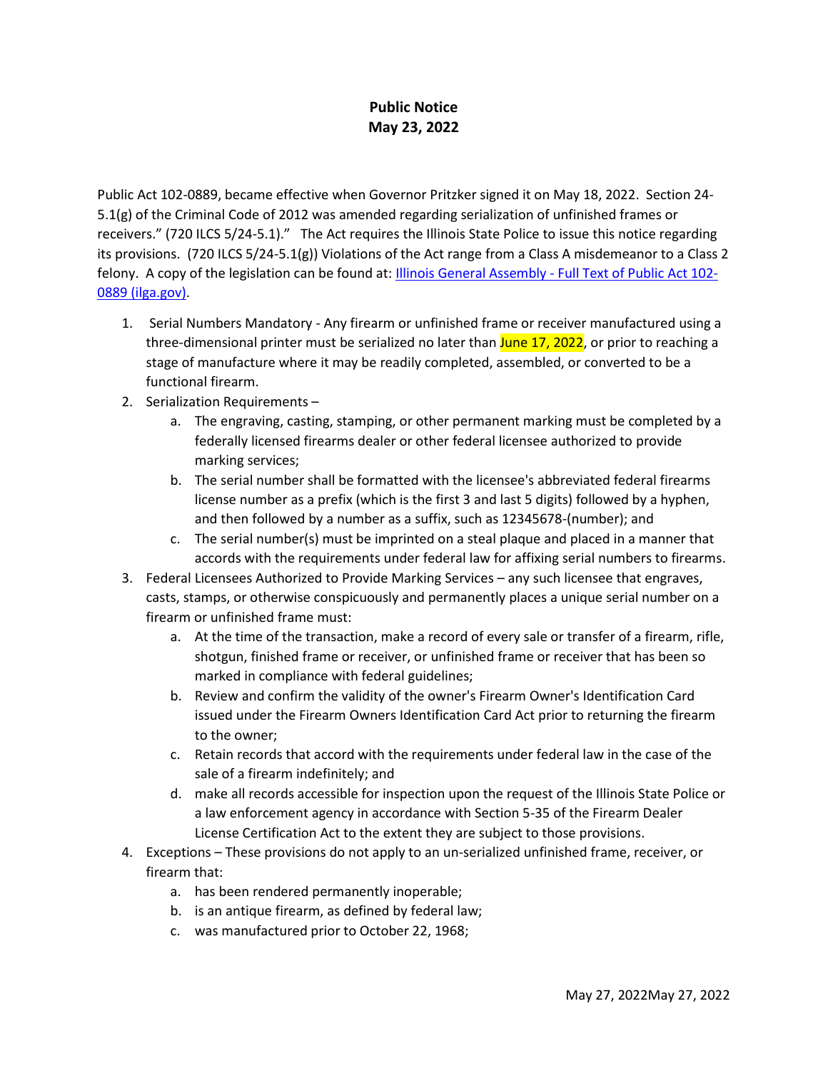**Public Notice**
**May 23, 2022**

Public Act 102-0889, became effective when Governor Pritzker signed it on May 18, 2022. Section 24-5.1(g) of the Criminal Code of 2012 was amended regarding serialization of unfinished frames or receivers." (720 ILCS 5/24-5.1)." The Act requires the Illinois State Police to issue this notice regarding its provisions. (720 ILCS 5/24-5.1(g)) Violations of the Act range from a Class A misdemeanor to a Class 2 felony. A copy of the legislation can be found at: [Illinois General Assembly - Full Text of Public Act 102-0889 (ilga.gov)](Illinois General Assembly - Full Text of Public Act 102-0889 (ilga.gov)).

1. Serial Numbers Mandatory - Any firearm or unfinished frame or receiver manufactured using a three-dimensional printer must be serialized no later than June 17, 2022, or prior to reaching a stage of manufacture where it may be readily completed, assembled, or converted to be a functional firearm.
2. Serialization Requirements –
   a. The engraving, casting, stamping, or other permanent marking must be completed by a federally licensed firearms dealer or other federal licensee authorized to provide marking services;
   b. The serial number shall be formatted with the licensee's abbreviated federal firearms license number as a prefix (which is the first 3 and last 5 digits) followed by a hyphen, and then followed by a number as a suffix, such as 12345678-(number); and
   c. The serial number(s) must be imprinted on a steal plaque and placed in a manner that accords with the requirements under federal law for affixing serial numbers to firearms.
3. Federal Licensees Authorized to Provide Marking Services – any such licensee that engraves, casts, stamps, or otherwise conspicuously and permanently places a unique serial number on a firearm or unfinished frame must:
   a. At the time of the transaction, make a record of every sale or transfer of a firearm, rifle, shotgun, finished frame or receiver, or unfinished frame or receiver that has been so marked in compliance with federal guidelines;
   b. Review and confirm the validity of the owner's Firearm Owner's Identification Card issued under the Firearm Owners Identification Card Act prior to returning the firearm to the owner;
   c. Retain records that accord with the requirements under federal law in the case of the sale of a firearm indefinitely; and
   d. make all records accessible for inspection upon the request of the Illinois State Police or a law enforcement agency in accordance with Section 5-35 of the Firearm Dealer License Certification Act to the extent they are subject to those provisions.
4. Exceptions – These provisions do not apply to an un-serialized unfinished frame, receiver, or firearm that:
   a. has been rendered permanently inoperable;
   b. is an antique firearm, as defined by federal law;
   c. was manufactured prior to October 22, 1968;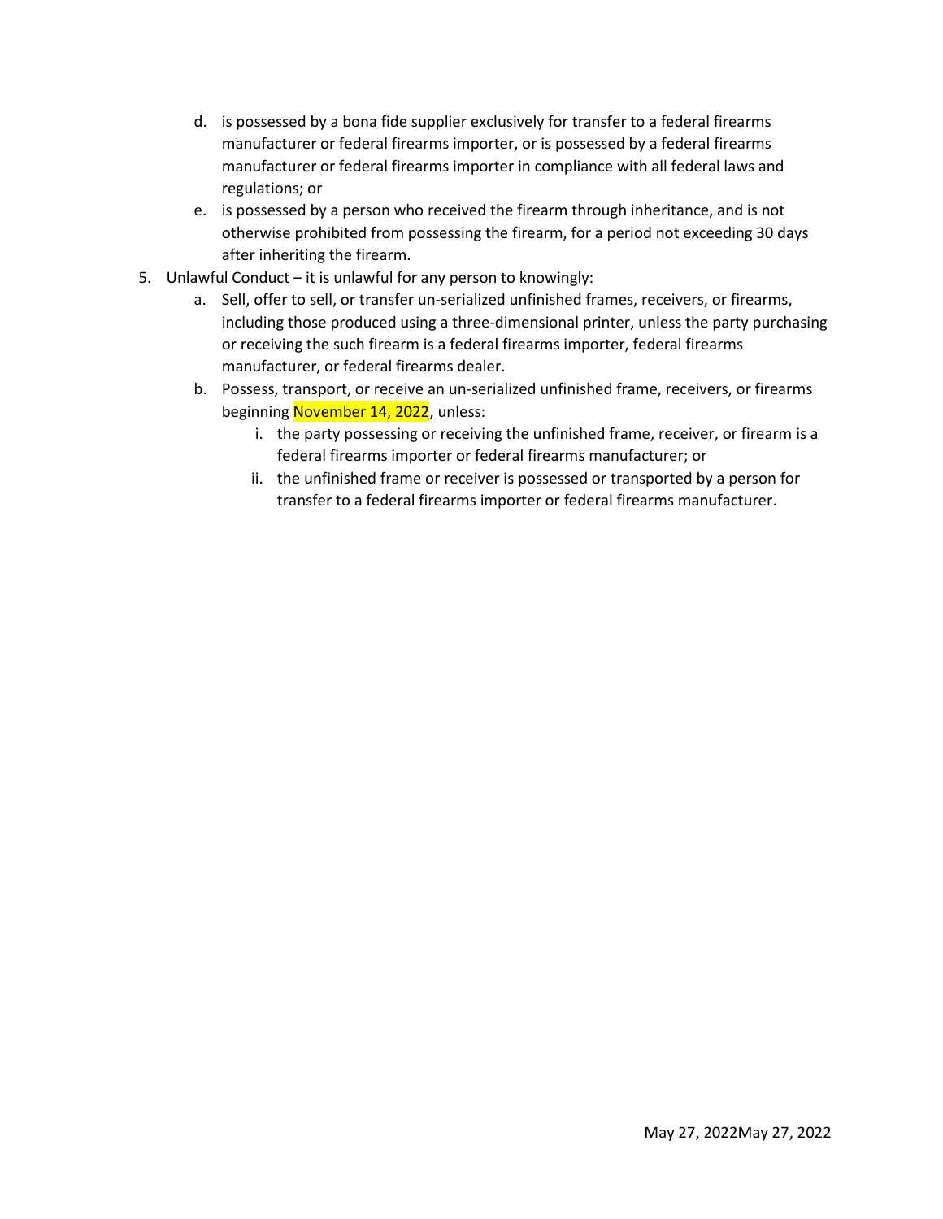d. is possessed by a bona fide supplier exclusively for transfer to a federal firearms manufacturer or federal firearms importer, or is possessed by a federal firearms manufacturer or federal firearms importer in compliance with all federal laws and regulations; or
e. is possessed by a person who received the firearm through inheritance, and is not otherwise prohibited from possessing the firearm, for a period not exceeding 30 days after inheriting the firearm.

5. Unlawful Conduct – it is unlawful for any person to knowingly:
   a. Sell, offer to sell, or transfer un-serialized unfinished frames, receivers, or firearms, including those produced using a three-dimensional printer, unless the party purchasing or receiving the such firearm is a federal firearms importer, federal firearms manufacturer, or federal firearms dealer.
   b. Possess, transport, or receive an un-serialized unfinished frame, receivers, or firearms beginning November 14, 2022, unless:
      i. the party possessing or receiving the unfinished frame, receiver, or firearm is a federal firearms importer or federal firearms manufacturer; or
      ii. the unfinished frame or receiver is possessed or transported by a person for transfer to a federal firearms importer or federal firearms manufacturer.